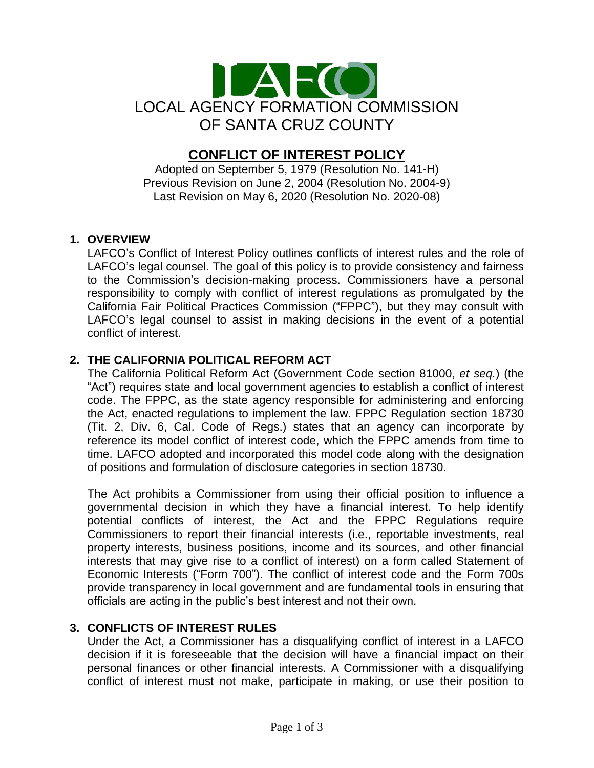LOCAL AGENCY FORMATION COMMISSION
OF SANTA CRUZ COUNTY

# CONFLICT OF INTEREST POLICY

Adopted on September 5, 1979 (Resolution No. 141-H)
Previous Revision on June 2, 2004 (Resolution No. 2004-9)
Last Revision on May 6, 2020 (Resolution No. 2020-08)

## 1. OVERVIEW

LAFCO's Conflict of Interest Policy outlines conflicts of interest rules and the role of LAFCO's legal counsel. The goal of this policy is to provide consistency and fairness to the Commission's decision-making process. Commissioners have a personal responsibility to comply with conflict of interest regulations as promulgated by the California Fair Political Practices Commission ("FPPC"), but they may consult with LAFCO's legal counsel to assist in making decisions in the event of a potential conflict of interest.

## 2. THE CALIFORNIA POLITICAL REFORM ACT

The California Political Reform Act (Government Code section 81000, *et seq.*) (the "Act") requires state and local government agencies to establish a conflict of interest code. The FPPC, as the state agency responsible for administering and enforcing the Act, enacted regulations to implement the law. FPPC Regulation section 18730 (Tit. 2, Div. 6, Cal. Code of Regs.) states that an agency can incorporate by reference its model conflict of interest code, which the FPPC amends from time to time. LAFCO adopted and incorporated this model code along with the designation of positions and formulation of disclosure categories in section 18730.

The Act prohibits a Commissioner from using their official position to influence a governmental decision in which they have a financial interest. To help identify potential conflicts of interest, the Act and the FPPC Regulations require Commissioners to report their financial interests (i.e., reportable investments, real property interests, business positions, income and its sources, and other financial interests that may give rise to a conflict of interest) on a form called Statement of Economic Interests ("Form 700"). The conflict of interest code and the Form 700s provide transparency in local government and are fundamental tools in ensuring that officials are acting in the public's best interest and not their own.

## 3. CONFLICTS OF INTEREST RULES

Under the Act, a Commissioner has a disqualifying conflict of interest in a LAFCO decision if it is foreseeable that the decision will have a financial impact on their personal finances or other financial interests. A Commissioner with a disqualifying conflict of interest must not make, participate in making, or use their position to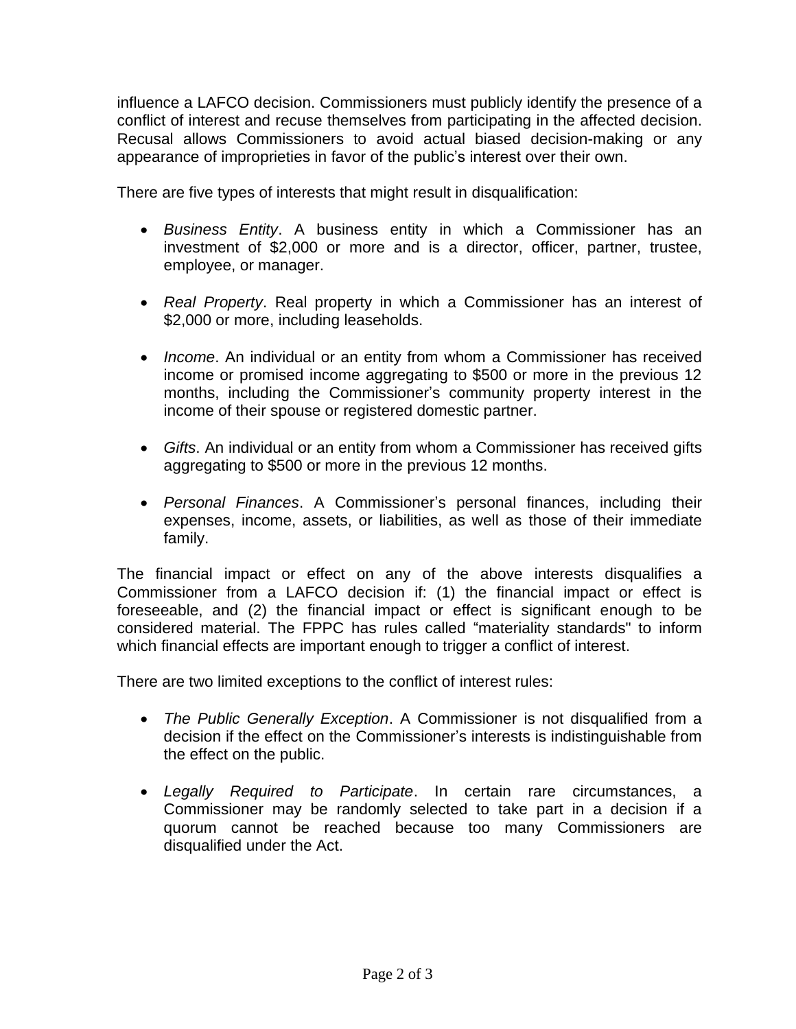influence a LAFCO decision. Commissioners must publicly identify the presence of a conflict of interest and recuse themselves from participating in the affected decision. Recusal allows Commissioners to avoid actual biased decision-making or any appearance of improprieties in favor of the public's interest over their own.

There are five types of interests that might result in disqualification:

- *Business Entity*. A business entity in which a Commissioner has an investment of $2,000 or more and is a director, officer, partner, trustee, employee, or manager.

- *Real Property*. Real property in which a Commissioner has an interest of $2,000 or more, including leaseholds.

- *Income*. An individual or an entity from whom a Commissioner has received income or promised income aggregating to $500 or more in the previous 12 months, including the Commissioner's community property interest in the income of their spouse or registered domestic partner.

- *Gifts*. An individual or an entity from whom a Commissioner has received gifts aggregating to $500 or more in the previous 12 months.

- *Personal Finances*. A Commissioner's personal finances, including their expenses, income, assets, or liabilities, as well as those of their immediate family.

The financial impact or effect on any of the above interests disqualifies a Commissioner from a LAFCO decision if: (1) the financial impact or effect is foreseeable, and (2) the financial impact or effect is significant enough to be considered material. The FPPC has rules called "materiality standards" to inform which financial effects are important enough to trigger a conflict of interest.

There are two limited exceptions to the conflict of interest rules:

- *The Public Generally Exception*. A Commissioner is not disqualified from a decision if the effect on the Commissioner's interests is indistinguishable from the effect on the public.

- *Legally Required to Participate*. In certain rare circumstances, a Commissioner may be randomly selected to take part in a decision if a quorum cannot be reached because too many Commissioners are disqualified under the Act.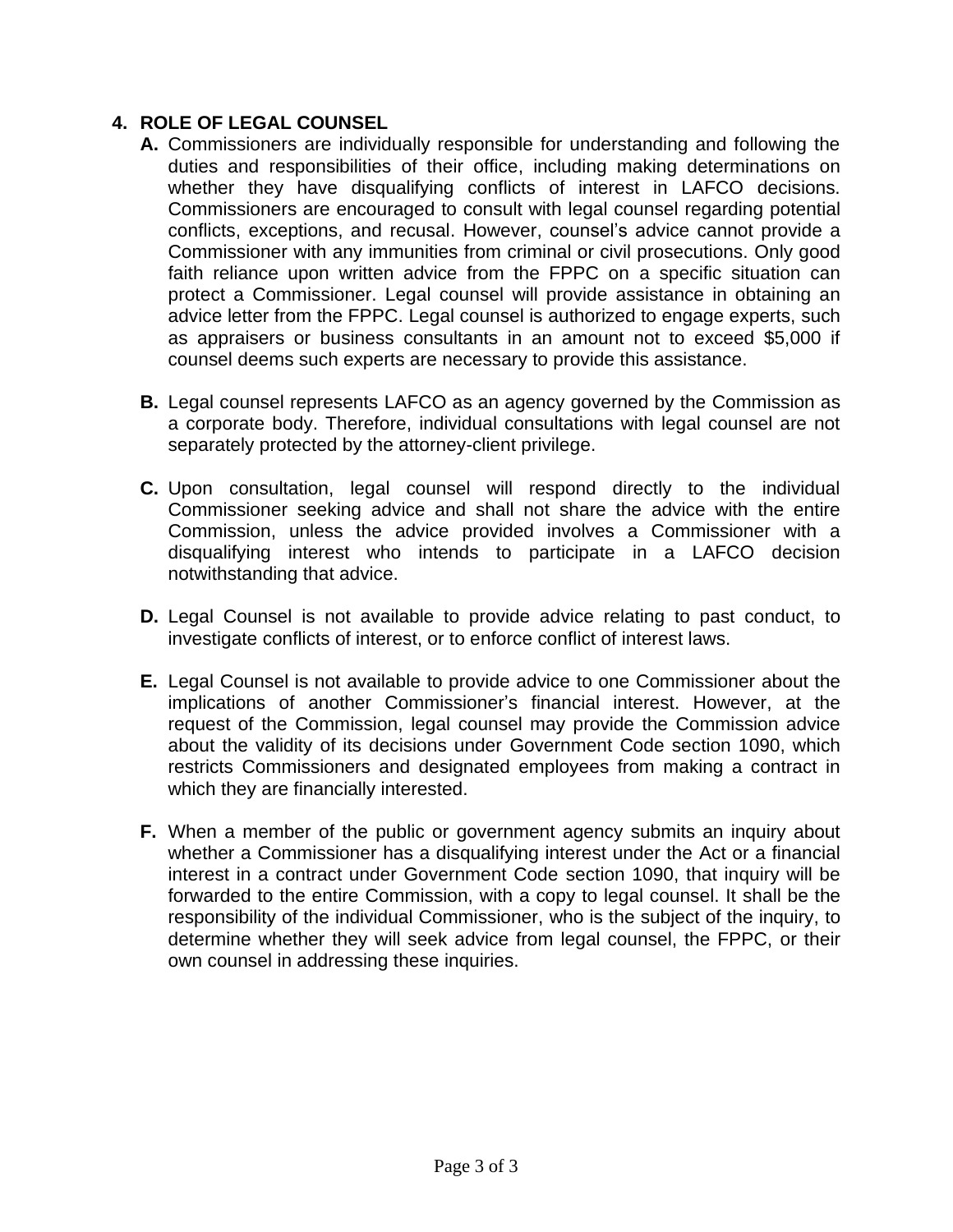## 4. ROLE OF LEGAL COUNSEL

**A.** Commissioners are individually responsible for understanding and following the duties and responsibilities of their office, including making determinations on whether they have disqualifying conflicts of interest in LAFCO decisions. Commissioners are encouraged to consult with legal counsel regarding potential conflicts, exceptions, and recusal. However, counsel's advice cannot provide a Commissioner with any immunities from criminal or civil prosecutions. Only good faith reliance upon written advice from the FPPC on a specific situation can protect a Commissioner. Legal counsel will provide assistance in obtaining an advice letter from the FPPC. Legal counsel is authorized to engage experts, such as appraisers or business consultants in an amount not to exceed $5,000 if counsel deems such experts are necessary to provide this assistance.

**B.** Legal counsel represents LAFCO as an agency governed by the Commission as a corporate body. Therefore, individual consultations with legal counsel are not separately protected by the attorney-client privilege.

**C.** Upon consultation, legal counsel will respond directly to the individual Commissioner seeking advice and shall not share the advice with the entire Commission, unless the advice provided involves a Commissioner with a disqualifying interest who intends to participate in a LAFCO decision notwithstanding that advice.

**D.** Legal Counsel is not available to provide advice relating to past conduct, to investigate conflicts of interest, or to enforce conflict of interest laws.

**E.** Legal Counsel is not available to provide advice to one Commissioner about the implications of another Commissioner's financial interest. However, at the request of the Commission, legal counsel may provide the Commission advice about the validity of its decisions under Government Code section 1090, which restricts Commissioners and designated employees from making a contract in which they are financially interested.

**F.** When a member of the public or government agency submits an inquiry about whether a Commissioner has a disqualifying interest under the Act or a financial interest in a contract under Government Code section 1090, that inquiry will be forwarded to the entire Commission, with a copy to legal counsel. It shall be the responsibility of the individual Commissioner, who is the subject of the inquiry, to determine whether they will seek advice from legal counsel, the FPPC, or their own counsel in addressing these inquiries.